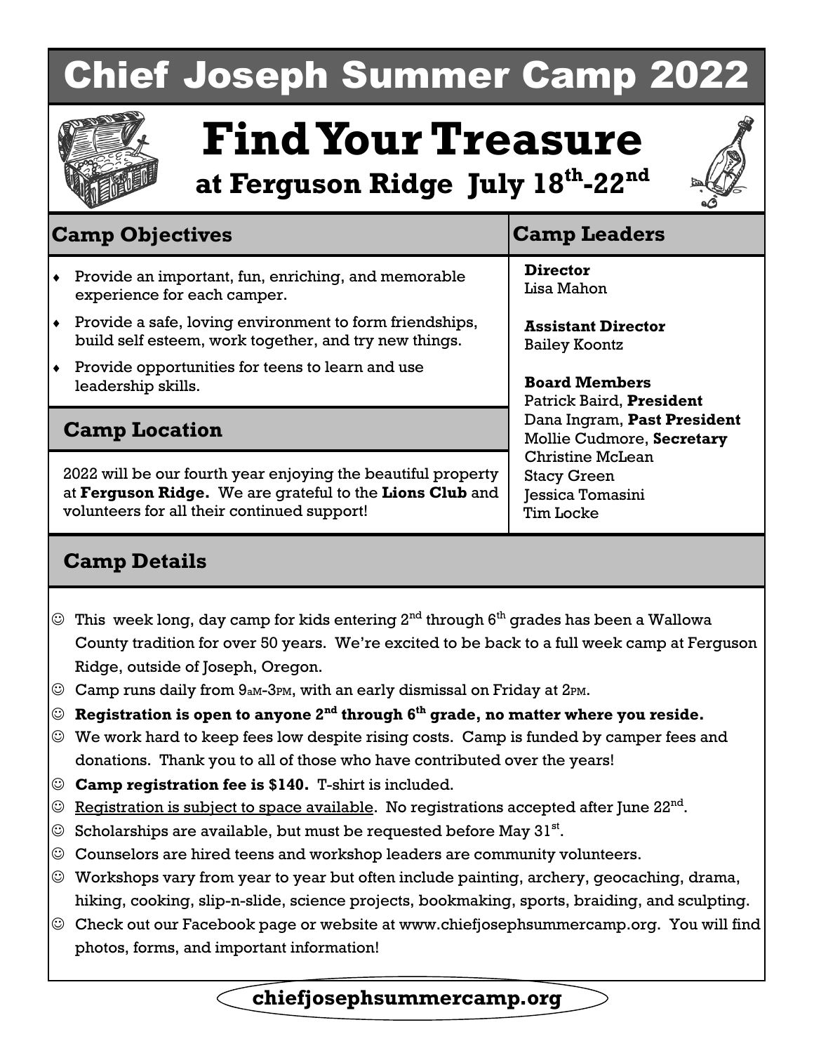# Chief Joseph Summer Camp 2022

# Find Your Treasure

## at Ferguson Ridge July 18th-22nd

## Camp Objectives

- Provide an important, fun, enriching, and memorable experience for each camper.
- Provide a safe, loving environment to form friendships, build self esteem, work together, and try new things.
- Provide opportunities for teens to learn and use leadership skills.

## Camp Location

2022 will be our fourth year enjoying the beautiful property at **Ferguson Ridge.** We are grateful to the **Lions Club** and volunteers for all their continued support!

## Camp Leaders

**Director**
Lisa Mahon

**Assistant Director**
Bailey Koontz

**Board Members**
Patrick Baird, **President**
Dana Ingram, **Past President**
Mollie Cudmore, **Secretary**
Christine McLean
Stacy Green
Jessica Tomasini
Tim Locke

## Camp Details

- ☺ This week long, day camp for kids entering 2nd through 6th grades has been a Wallowa County tradition for over 50 years. We're excited to be back to a full week camp at Ferguson Ridge, outside of Joseph, Oregon.
- ☺ Camp runs daily from 9AM-3PM, with an early dismissal on Friday at 2PM.
- ☺ **Registration is open to anyone 2nd through 6th grade, no matter where you reside.**
- ☺ We work hard to keep fees low despite rising costs. Camp is funded by camper fees and donations. Thank you to all of those who have contributed over the years!
- ☺ **Camp registration fee is $140.** T-shirt is included.
- ☺ Registration is subject to space available. No registrations accepted after June 22nd.
- ☺ Scholarships are available, but must be requested before May 31st.
- ☺ Counselors are hired teens and workshop leaders are community volunteers.
- ☺ Workshops vary from year to year but often include painting, archery, geocaching, drama, hiking, cooking, slip-n-slide, science projects, bookmaking, sports, braiding, and sculpting.
- ☺ Check out our Facebook page or website at www.chiefjosephsummercamp.org. You will find photos, forms, and important information!

**chiefjosephsummercamp.org**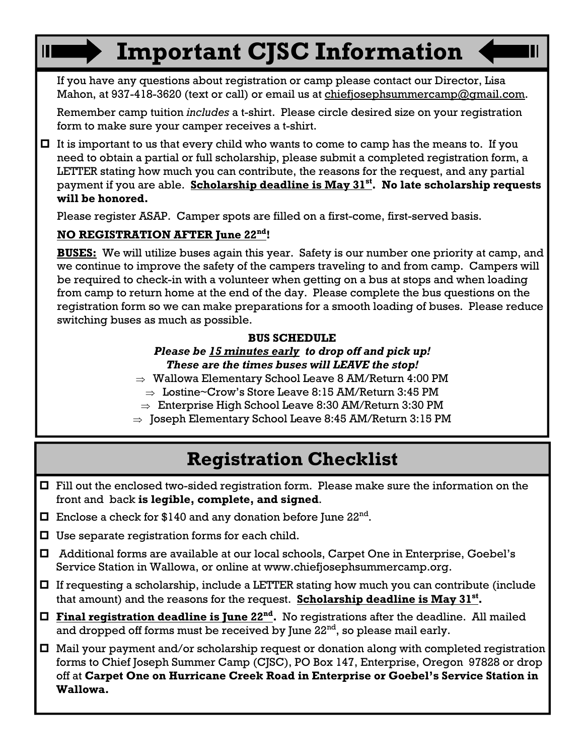# Important CJSC Information

If you have any questions about registration or camp please contact our Director, Lisa Mahon, at 937-418-3620 (text or call) or email us at chiefjosephsummercamp@gmail.com.

Remember camp tuition *includes* a t-shirt. Please circle desired size on your registration form to make sure your camper receives a t-shirt.

- ☐ It is important to us that every child who wants to come to camp has the means to. If you need to obtain a partial or full scholarship, please submit a completed registration form, a LETTER stating how much you can contribute, the reasons for the request, and any partial payment if you are able. **<u>Scholarship deadline is May 31st</u>. No late scholarship requests will be honored.**

Please register ASAP. Camper spots are filled on a first-come, first-served basis.

**<u>NO REGISTRATION AFTER June 22nd</u>!**

**<u>BUSES:</u>** We will utilize buses again this year. Safety is our number one priority at camp, and we continue to improve the safety of the campers traveling to and from camp. Campers will be required to check-in with a volunteer when getting on a bus at stops and when loading from camp to return home at the end of the day. Please complete the bus questions on the registration form so we can make preparations for a smooth loading of buses. Please reduce switching buses as much as possible.

**BUS SCHEDULE**

***Please be <u>15 minutes early</u> to drop off and pick up!***

***These are the times buses will LEAVE the stop!***

- ⇒ Wallowa Elementary School Leave 8 AM/Return 4:00 PM
- ⇒ Lostine~Crow's Store Leave 8:15 AM/Return 3:45 PM
- ⇒ Enterprise High School Leave 8:30 AM/Return 3:30 PM
- ⇒ Joseph Elementary School Leave 8:45 AM/Return 3:15 PM

## Registration Checklist

- ☐ Fill out the enclosed two-sided registration form. Please make sure the information on the front and back **is legible, complete, and signed**.
- ☐ Enclose a check for $140 and any donation before June 22nd.
- ☐ Use separate registration forms for each child.
- ☐ Additional forms are available at our local schools, Carpet One in Enterprise, Goebel's Service Station in Wallowa, or online at www.chiefjosephsummercamp.org.
- ☐ If requesting a scholarship, include a LETTER stating how much you can contribute (include that amount) and the reasons for the request. **<u>Scholarship deadline is May 31st</u>.**
- ☐ **<u>Final registration deadline is June 22nd</u>.** No registrations after the deadline. All mailed and dropped off forms must be received by June 22nd, so please mail early.
- ☐ Mail your payment and/or scholarship request or donation along with completed registration forms to Chief Joseph Summer Camp (CJSC), PO Box 147, Enterprise, Oregon 97828 or drop off at **Carpet One on Hurricane Creek Road in Enterprise or Goebel's Service Station in Wallowa.**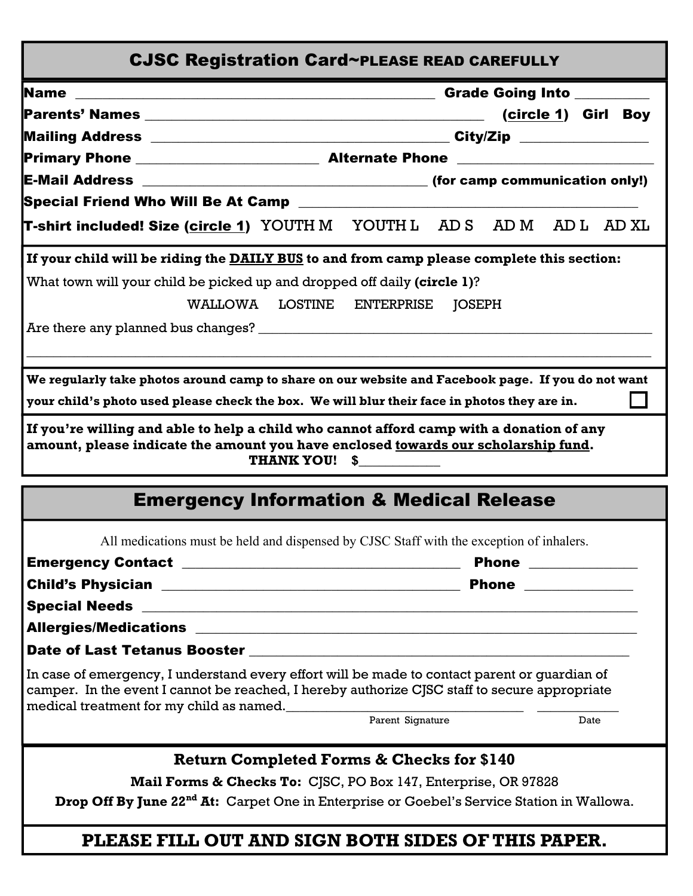## CJSC Registration Card~PLEASE READ CAREFULLY

**Name** ______________________________________________ **Grade Going Into** _________

**Parents' Names** ____________________________________ (**circle 1**) **Girl Boy**

**Mailing Address** ___________________________________ **City/Zip** _______________

**Primary Phone** ______________________ **Alternate Phone** _______________________

**E-Mail Address** ____________________________________ **(for camp communication only!)**

**Special Friend Who Will Be At Camp** _________________________________________

**T-shirt included! Size (circle 1)** YOUTH M YOUTH L AD S AD M AD L AD XL

**If your child will be riding the DAILY BUS to and from camp please complete this section:**

What town will your child be picked up and dropped off daily **(circle 1)**?

WALLOWA LOSTINE ENTERPRISE JOSEPH

Are there any planned bus changes? ________________________________________________

______________________________________________________________________________

**We regularly take photos around camp to share on our website and Facebook page. If you do not want your child's photo used please check the box. We will blur their face in photos they are in.** ☐

**If you're willing and able to help a child who cannot afford camp with a donation of any amount, please indicate the amount you have enclosed towards our scholarship fund.**
**THANK YOU! $**__________

## Emergency Information & Medical Release

All medications must be held and dispensed by CJSC Staff with the exception of inhalers.

**Emergency Contact** ____________________________________ **Phone** _____________

**Child's Physician** ____________________________________ **Phone** _____________

**Special Needs** _________________________________________________________

**Allergies/Medications** __________________________________________________

**Date of Last Tetanus Booster** ___________________________________________

In case of emergency, I understand every effort will be made to contact parent or guardian of camper. In the event I cannot be reached, I hereby authorize CJSC staff to secure appropriate medical treatment for my child as named.______________________________ __________

Parent Signature Date

**Return Completed Forms & Checks for $140**

**Mail Forms & Checks To:** CJSC, PO Box 147, Enterprise, OR 97828

**Drop Off By June 22nd At:** Carpet One in Enterprise or Goebel's Service Station in Wallowa.

**PLEASE FILL OUT AND SIGN BOTH SIDES OF THIS PAPER.**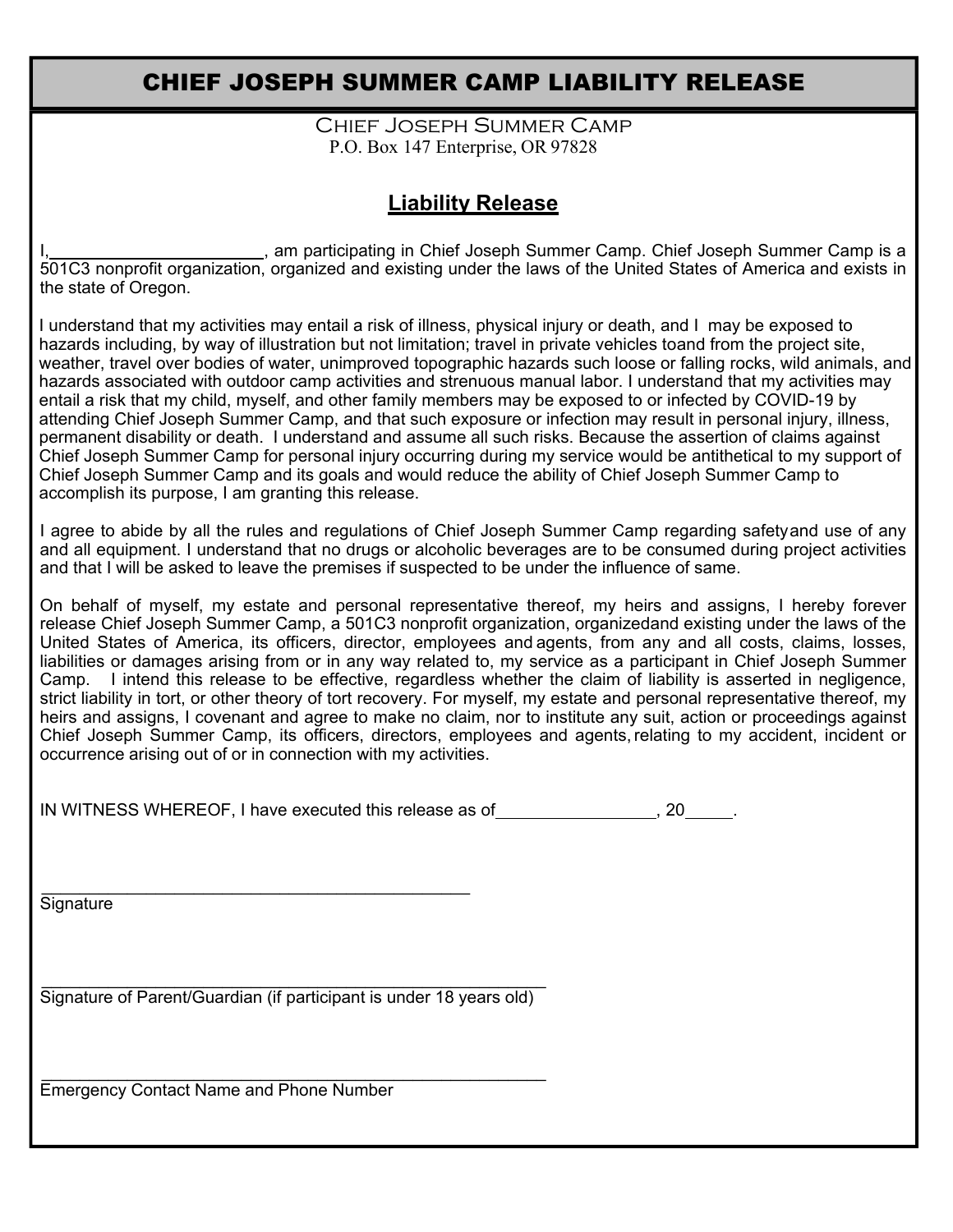# CHIEF JOSEPH SUMMER CAMP LIABILITY RELEASE

Chief Joseph Summer Camp
P.O. Box 147 Enterprise, OR 97828

## Liability Release

I,______________________, am participating in Chief Joseph Summer Camp. Chief Joseph Summer Camp is a 501C3 nonprofit organization, organized and existing under the laws of the United States of America and exists in the state of Oregon.

I understand that my activities may entail a risk of illness, physical injury or death, and I may be exposed to hazards including, by way of illustration but not limitation; travel in private vehicles toand from the project site, weather, travel over bodies of water, unimproved topographic hazards such loose or falling rocks, wild animals, and hazards associated with outdoor camp activities and strenuous manual labor. I understand that my activities may entail a risk that my child, myself, and other family members may be exposed to or infected by COVID-19 by attending Chief Joseph Summer Camp, and that such exposure or infection may result in personal injury, illness, permanent disability or death. I understand and assume all such risks. Because the assertion of claims against Chief Joseph Summer Camp for personal injury occurring during my service would be antithetical to my support of Chief Joseph Summer Camp and its goals and would reduce the ability of Chief Joseph Summer Camp to accomplish its purpose, I am granting this release.

I agree to abide by all the rules and regulations of Chief Joseph Summer Camp regarding safetyand use of any and all equipment. I understand that no drugs or alcoholic beverages are to be consumed during project activities and that I will be asked to leave the premises if suspected to be under the influence of same.

On behalf of myself, my estate and personal representative thereof, my heirs and assigns, I hereby forever release Chief Joseph Summer Camp, a 501C3 nonprofit organization, organizedand existing under the laws of the United States of America, its officers, director, employees and agents, from any and all costs, claims, losses, liabilities or damages arising from or in any way related to, my service as a participant in Chief Joseph Summer Camp. I intend this release to be effective, regardless whether the claim of liability is asserted in negligence, strict liability in tort, or other theory of tort recovery. For myself, my estate and personal representative thereof, my heirs and assigns, I covenant and agree to make no claim, nor to institute any suit, action or proceedings against Chief Joseph Summer Camp, its officers, directors, employees and agents, relating to my accident, incident or occurrence arising out of or in connection with my activities.

IN WITNESS WHEREOF, I have executed this release as of_________________, 20_____.

______________________________________________
Signature

______________________________________________________
Signature of Parent/Guardian (if participant is under 18 years old)

______________________________________________________
Emergency Contact Name and Phone Number